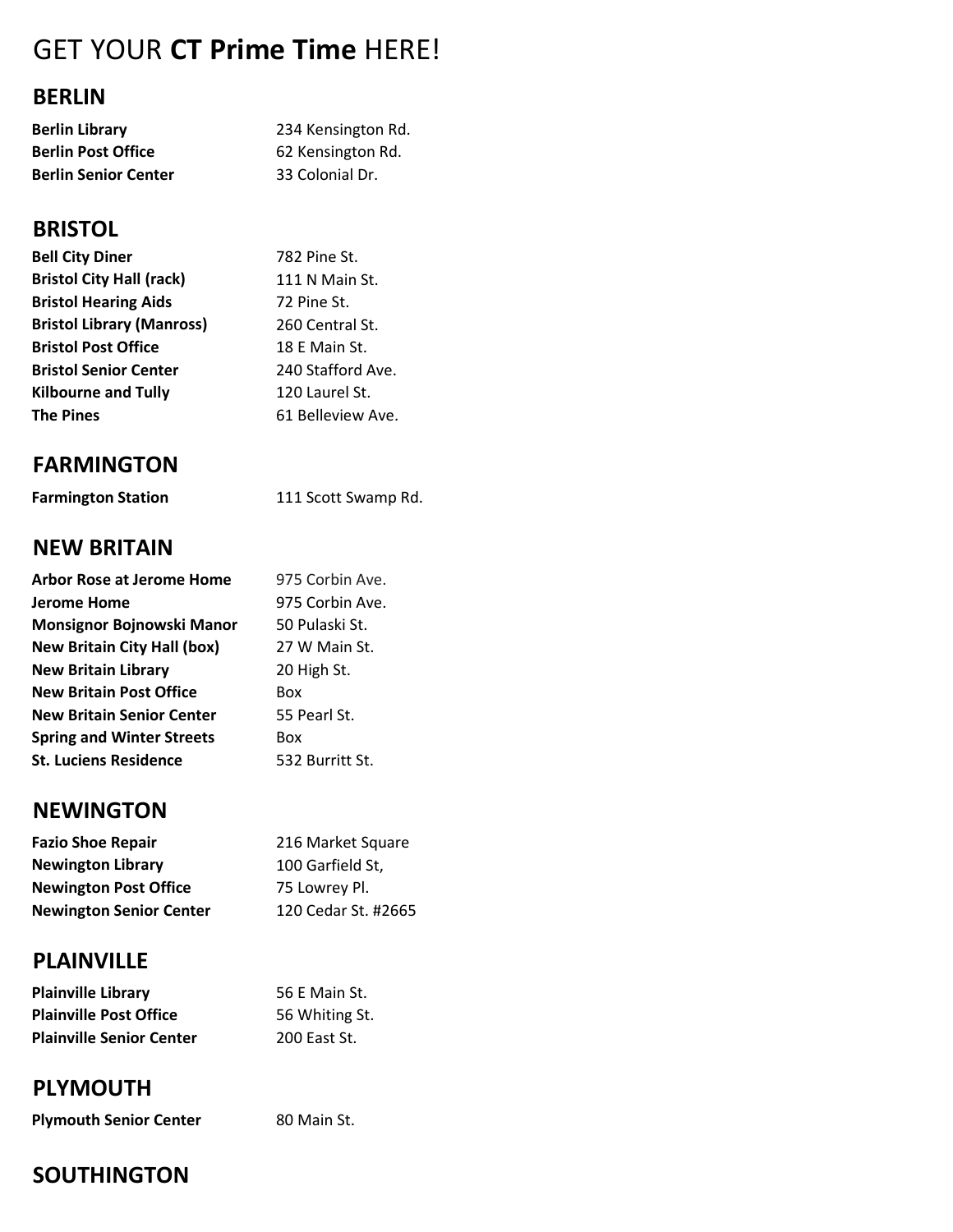# GET YOUR **CT Prime Time** HERE!

## BERLIN

| | |
|---|---|
| **Berlin Library** | 234 Kensington Rd. |
| **Berlin Post Office** | 62 Kensington Rd. |
| **Berlin Senior Center** | 33 Colonial Dr. |

## BRISTOL

| | |
|---|---|
| **Bell City Diner** | 782 Pine St. |
| **Bristol City Hall (rack)** | 111 N Main St. |
| **Bristol Hearing Aids** | 72 Pine St. |
| **Bristol Library (Manross)** | 260 Central St. |
| **Bristol Post Office** | 18 E Main St. |
| **Bristol Senior Center** | 240 Stafford Ave. |
| **Kilbourne and Tully** | 120 Laurel St. |
| **The Pines** | 61 Belleview Ave. |

## FARMINGTON

| | |
|---|---|
| **Farmington Station** | 111 Scott Swamp Rd. |

## NEW BRITAIN

| | |
|---|---|
| **Arbor Rose at Jerome Home** | 975 Corbin Ave. |
| **Jerome Home** | 975 Corbin Ave. |
| **Monsignor Bojnowski Manor** | 50 Pulaski St. |
| **New Britain City Hall (box)** | 27 W Main St. |
| **New Britain Library** | 20 High St. |
| **New Britain Post Office** | Box |
| **New Britain Senior Center** | 55 Pearl St. |
| **Spring and Winter Streets** | Box |
| **St. Luciens Residence** | 532 Burritt St. |

## NEWINGTON

| | |
|---|---|
| **Fazio Shoe Repair** | 216 Market Square |
| **Newington Library** | 100 Garfield St, |
| **Newington Post Office** | 75 Lowrey Pl. |
| **Newington Senior Center** | 120 Cedar St. #2665 |

## PLAINVILLE

| | |
|---|---|
| **Plainville Library** | 56 E Main St. |
| **Plainville Post Office** | 56 Whiting St. |
| **Plainville Senior Center** | 200 East St. |

## PLYMOUTH

| | |
|---|---|
| **Plymouth Senior Center** | 80 Main St. |

## SOUTHINGTON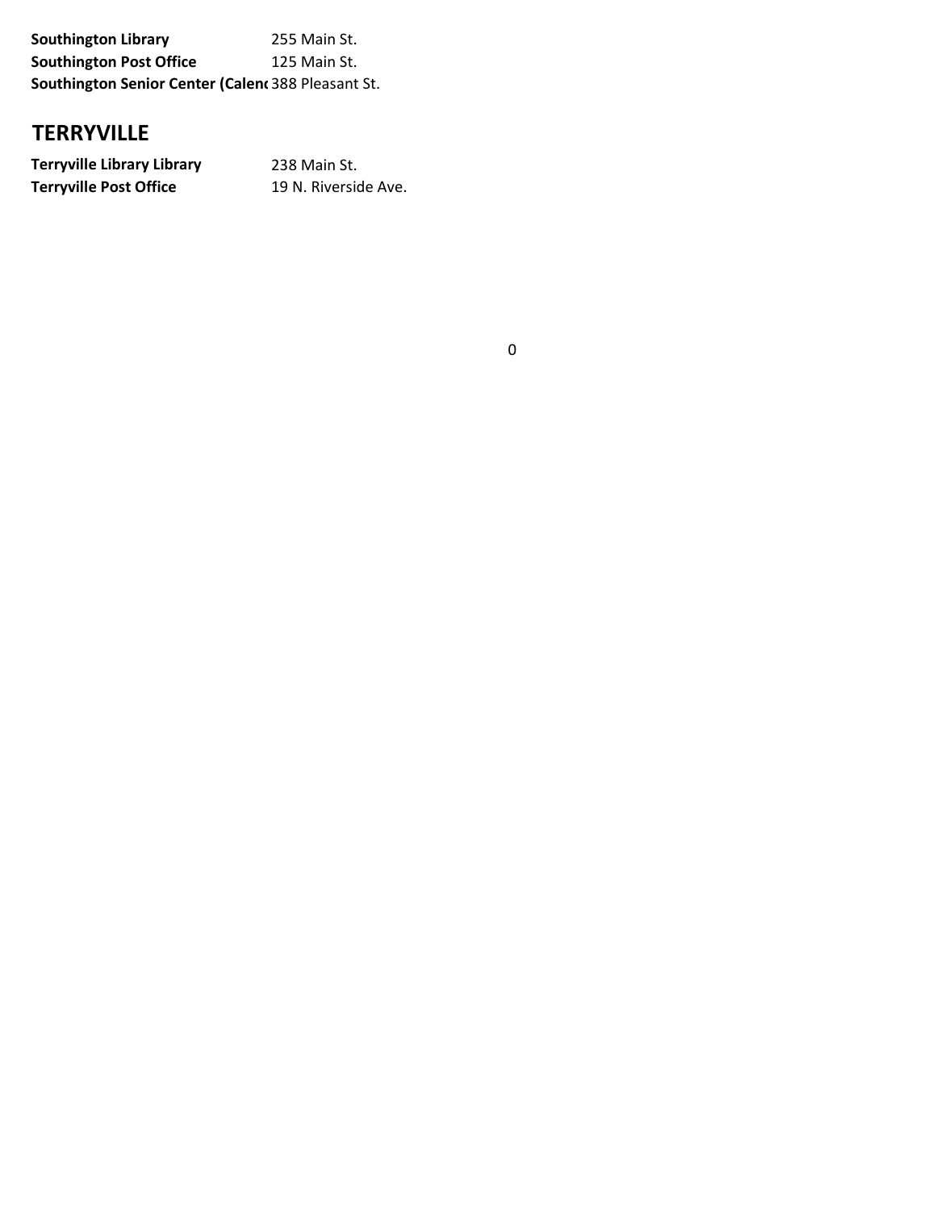| | |
|---|---|
| **Southington Library** | 255 Main St. |
| **Southington Post Office** | 125 Main St. |
| **Southington Senior Center (Calend** | 388 Pleasant St. |

## TERRYVILLE

| | |
|---|---|
| **Terryville Library Library** | 238 Main St. |
| **Terryville Post Office** | 19 N. Riverside Ave. |

0